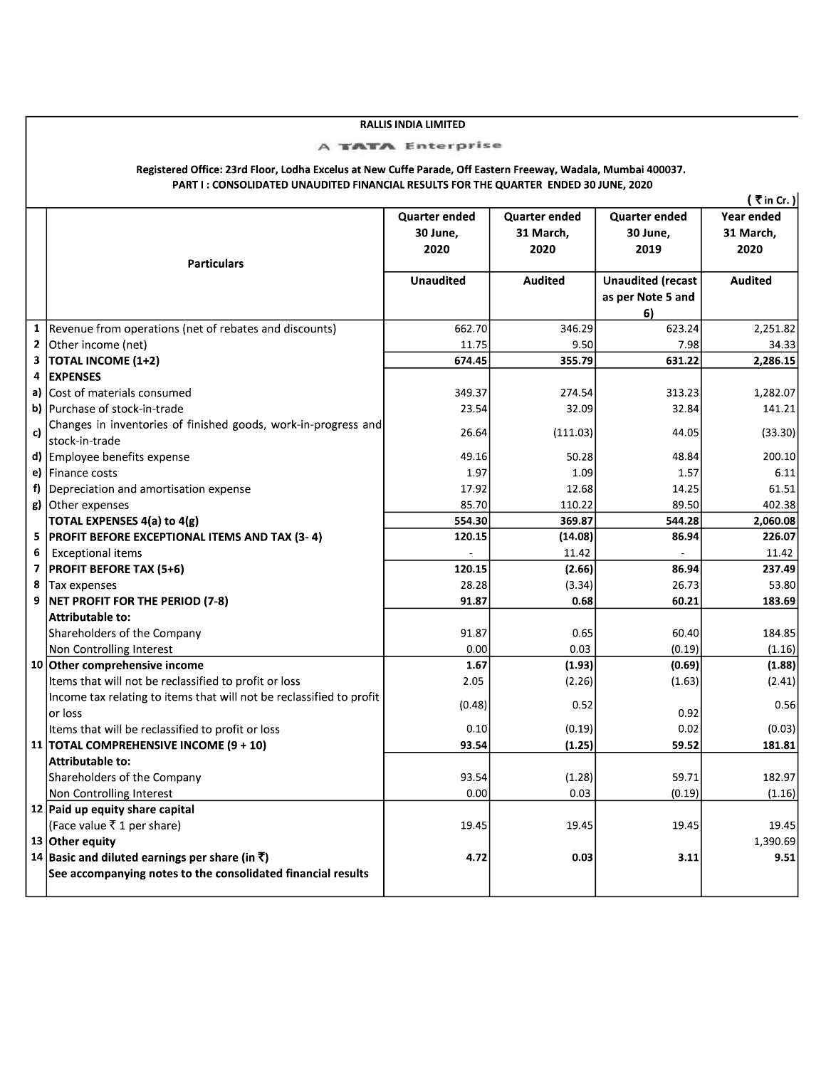**RALLIS INDIA LIMITED**

A TATA Enterprise

**Registered Office: 23rd Floor, Lodha Excelus at New Cuffe Parade, Off Eastern Freeway, Wadala, Mumbai 400037.**

**PART I : CONSOLIDATED UNAUDITED FINANCIAL RESULTS FOR THE QUARTER ENDED 30 JUNE, 2020**

( ₹ in Cr. )

| | Particulars | Quarter ended 30 June, 2020 | Quarter ended 31 March, 2020 | Quarter ended 30 June, 2019 | Year ended 31 March, 2020 |
|---|---|---|---|---|---|
| | | Unaudited | Audited | Unaudited (recast as per Note 5 and 6) | Audited |
| 1 | Revenue from operations (net of rebates and discounts) | 662.70 | 346.29 | 623.24 | 2,251.82 |
| 2 | Other income (net) | 11.75 | 9.50 | 7.98 | 34.33 |
| 3 | **TOTAL INCOME (1+2)** | **674.45** | **355.79** | **631.22** | **2,286.15** |
| 4 | **EXPENSES** | | | | |
| a) | Cost of materials consumed | 349.37 | 274.54 | 313.23 | 1,282.07 |
| b) | Purchase of stock-in-trade | 23.54 | 32.09 | 32.84 | 141.21 |
| c) | Changes in inventories of finished goods, work-in-progress and stock-in-trade | 26.64 | (111.03) | 44.05 | (33.30) |
| d) | Employee benefits expense | 49.16 | 50.28 | 48.84 | 200.10 |
| e) | Finance costs | 1.97 | 1.09 | 1.57 | 6.11 |
| f) | Depreciation and amortisation expense | 17.92 | 12.68 | 14.25 | 61.51 |
| g) | Other expenses | 85.70 | 110.22 | 89.50 | 402.38 |
| | **TOTAL EXPENSES 4(a) to 4(g)** | **554.30** | **369.87** | **544.28** | **2,060.08** |
| 5 | **PROFIT BEFORE EXCEPTIONAL ITEMS AND TAX (3- 4)** | **120.15** | **(14.08)** | **86.94** | **226.07** |
| 6 | Exceptional items | - | 11.42 | - | 11.42 |
| 7 | **PROFIT BEFORE TAX (5+6)** | **120.15** | **(2.66)** | **86.94** | **237.49** |
| 8 | Tax expenses | 28.28 | (3.34) | 26.73 | 53.80 |
| 9 | **NET PROFIT FOR THE PERIOD (7-8)** | **91.87** | **0.68** | **60.21** | **183.69** |
| | **Attributable to:** | | | | |
| | Shareholders of the Company | 91.87 | 0.65 | 60.40 | 184.85 |
| | Non Controlling Interest | 0.00 | 0.03 | (0.19) | (1.16) |
| 10 | **Other comprehensive income** | **1.67** | **(1.93)** | **(0.69)** | **(1.88)** |
| | Items that will not be reclassified to profit or loss | 2.05 | (2.26) | (1.63) | (2.41) |
| | Income tax relating to items that will not be reclassified to profit or loss | (0.48) | 0.52 | 0.92 | 0.56 |
| | Items that will be reclassified to profit or loss | 0.10 | (0.19) | 0.02 | (0.03) |
| 11 | **TOTAL COMPREHENSIVE INCOME (9 + 10)** | **93.54** | **(1.25)** | **59.52** | **181.81** |
| | **Attributable to:** | | | | |
| | Shareholders of the Company | 93.54 | (1.28) | 59.71 | 182.97 |
| | Non Controlling Interest | 0.00 | 0.03 | (0.19) | (1.16) |
| 12 | **Paid up equity share capital** (Face value ₹ 1 per share) | 19.45 | 19.45 | 19.45 | 19.45 |
| 13 | **Other equity** | | | | 1,390.69 |
| 14 | **Basic and diluted earnings per share (in ₹)** | **4.72** | **0.03** | **3.11** | **9.51** |
| | **See accompanying notes to the consolidated financial results** | | | | |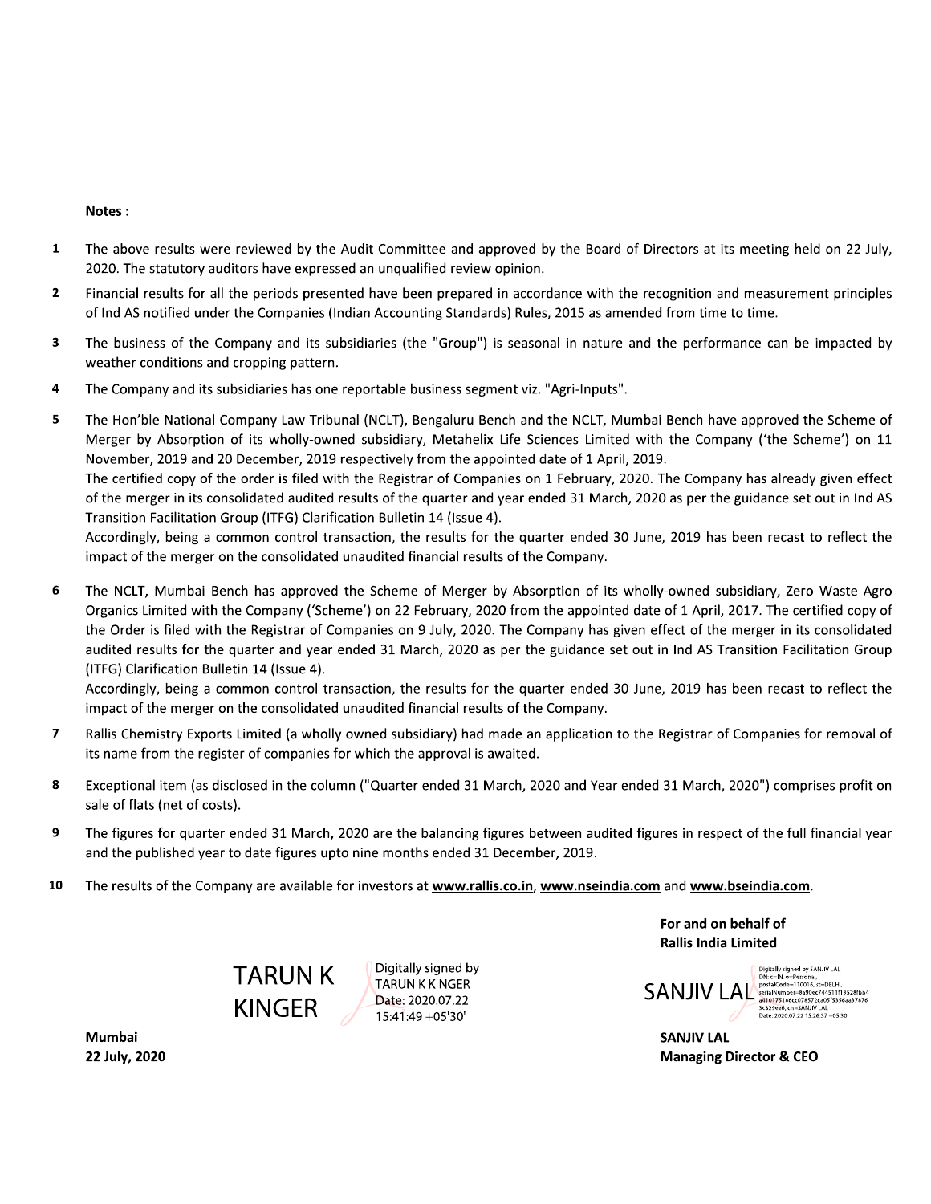**Notes :**

1. The above results were reviewed by the Audit Committee and approved by the Board of Directors at its meeting held on 22 July, 2020. The statutory auditors have expressed an unqualified review opinion.

2. Financial results for all the periods presented have been prepared in accordance with the recognition and measurement principles of Ind AS notified under the Companies (Indian Accounting Standards) Rules, 2015 as amended from time to time.

3. The business of the Company and its subsidiaries (the "Group") is seasonal in nature and the performance can be impacted by weather conditions and cropping pattern.

4. The Company and its subsidiaries has one reportable business segment viz. "Agri-Inputs".

5. The Hon'ble National Company Law Tribunal (NCLT), Bengaluru Bench and the NCLT, Mumbai Bench have approved the Scheme of Merger by Absorption of its wholly-owned subsidiary, Metahelix Life Sciences Limited with the Company ('the Scheme') on 11 November, 2019 and 20 December, 2019 respectively from the appointed date of 1 April, 2019.
   The certified copy of the order is filed with the Registrar of Companies on 1 February, 2020. The Company has already given effect of the merger in its consolidated audited results of the quarter and year ended 31 March, 2020 as per the guidance set out in Ind AS Transition Facilitation Group (ITFG) Clarification Bulletin 14 (Issue 4).
   Accordingly, being a common control transaction, the results for the quarter ended 30 June, 2019 has been recast to reflect the impact of the merger on the consolidated unaudited financial results of the Company.

6. The NCLT, Mumbai Bench has approved the Scheme of Merger by Absorption of its wholly-owned subsidiary, Zero Waste Agro Organics Limited with the Company ('Scheme') on 22 February, 2020 from the appointed date of 1 April, 2017. The certified copy of the Order is filed with the Registrar of Companies on 9 July, 2020. The Company has given effect of the merger in its consolidated audited results for the quarter and year ended 31 March, 2020 as per the guidance set out in Ind AS Transition Facilitation Group (ITFG) Clarification Bulletin 14 (Issue 4).
   Accordingly, being a common control transaction, the results for the quarter ended 30 June, 2019 has been recast to reflect the impact of the merger on the consolidated unaudited financial results of the Company.

7. Rallis Chemistry Exports Limited (a wholly owned subsidiary) had made an application to the Registrar of Companies for removal of its name from the register of companies for which the approval is awaited.

8. Exceptional item (as disclosed in the column ("Quarter ended 31 March, 2020 and Year ended 31 March, 2020") comprises profit on sale of flats (net of costs).

9. The figures for quarter ended 31 March, 2020 are the balancing figures between audited figures in respect of the full financial year and the published year to date figures upto nine months ended 31 December, 2019.

10. The results of the Company are available for investors at **www.rallis.co.in**, **www.nseindia.com** and **www.bseindia.com**.

**For and on behalf of**
**Rallis India Limited**

TARUN K KINGER
Digitally signed by TARUN K KINGER
Date: 2020.07.22 15:41:49 +05'30'

SANJIV LAL
Digitally signed by SANJIV LAL
Date: 2020.07.22 15:26:37 +05'30'

**Mumbai**
**22 July, 2020**

**SANJIV LAL**
**Managing Director & CEO**